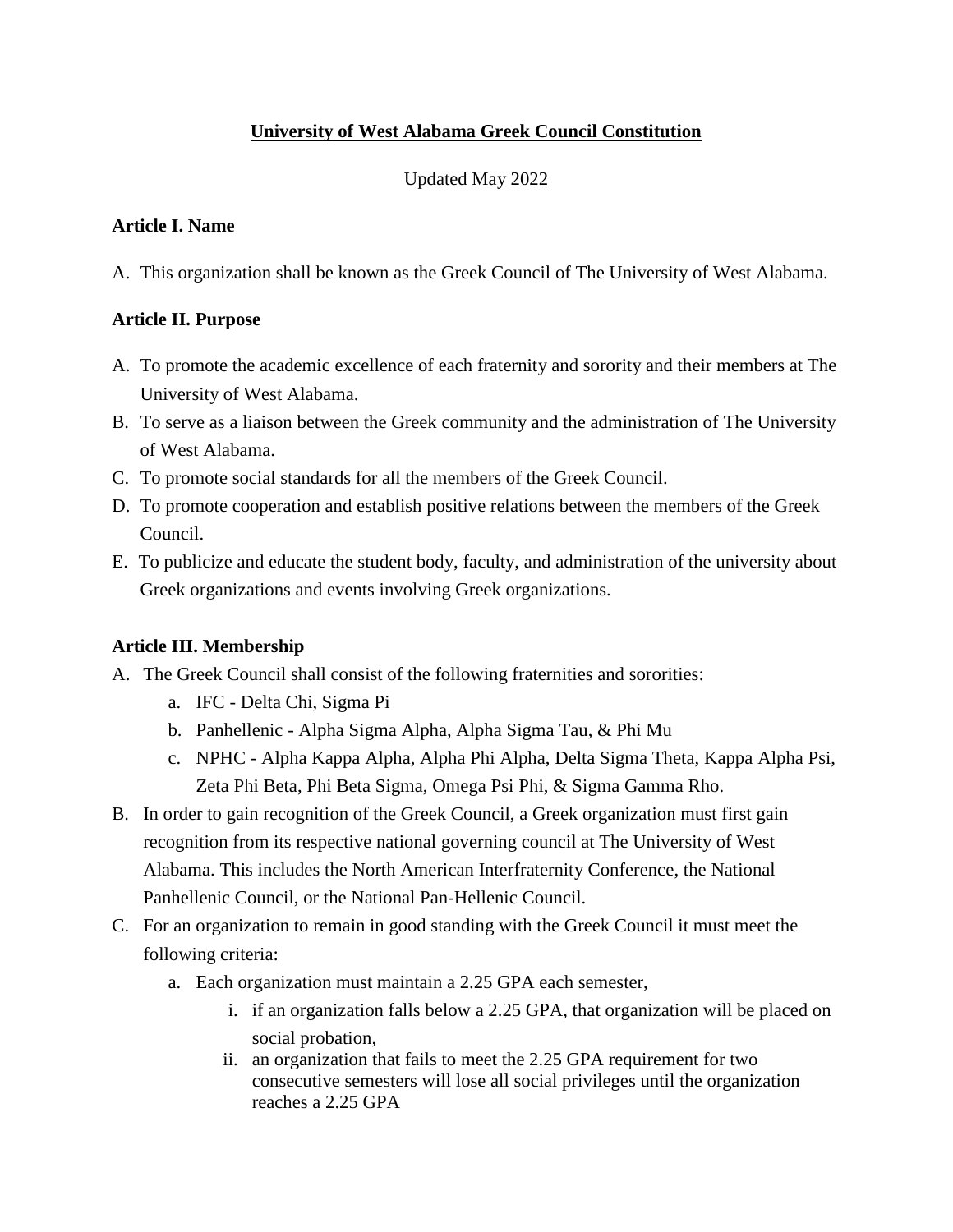# University of West Alabama Greek Council Constitution

Updated May 2022

## Article I. Name

A. This organization shall be known as the Greek Council of The University of West Alabama.

## Article II. Purpose

A. To promote the academic excellence of each fraternity and sorority and their members at The University of West Alabama.
B. To serve as a liaison between the Greek community and the administration of The University of West Alabama.
C. To promote social standards for all the members of the Greek Council.
D. To promote cooperation and establish positive relations between the members of the Greek Council.
E. To publicize and educate the student body, faculty, and administration of the university about Greek organizations and events involving Greek organizations.

## Article III. Membership

A. The Greek Council shall consist of the following fraternities and sororities:
   a. IFC - Delta Chi, Sigma Pi
   b. Panhellenic - Alpha Sigma Alpha, Alpha Sigma Tau, & Phi Mu
   c. NPHC - Alpha Kappa Alpha, Alpha Phi Alpha, Delta Sigma Theta, Kappa Alpha Psi, Zeta Phi Beta, Phi Beta Sigma, Omega Psi Phi, & Sigma Gamma Rho.

B. In order to gain recognition of the Greek Council, a Greek organization must first gain recognition from its respective national governing council at The University of West Alabama. This includes the North American Interfraternity Conference, the National Panhellenic Council, or the National Pan-Hellenic Council.

C. For an organization to remain in good standing with the Greek Council it must meet the following criteria:
   a. Each organization must maintain a 2.25 GPA each semester,
      i. if an organization falls below a 2.25 GPA, that organization will be placed on social probation,
      ii. an organization that fails to meet the 2.25 GPA requirement for two consecutive semesters will lose all social privileges until the organization reaches a 2.25 GPA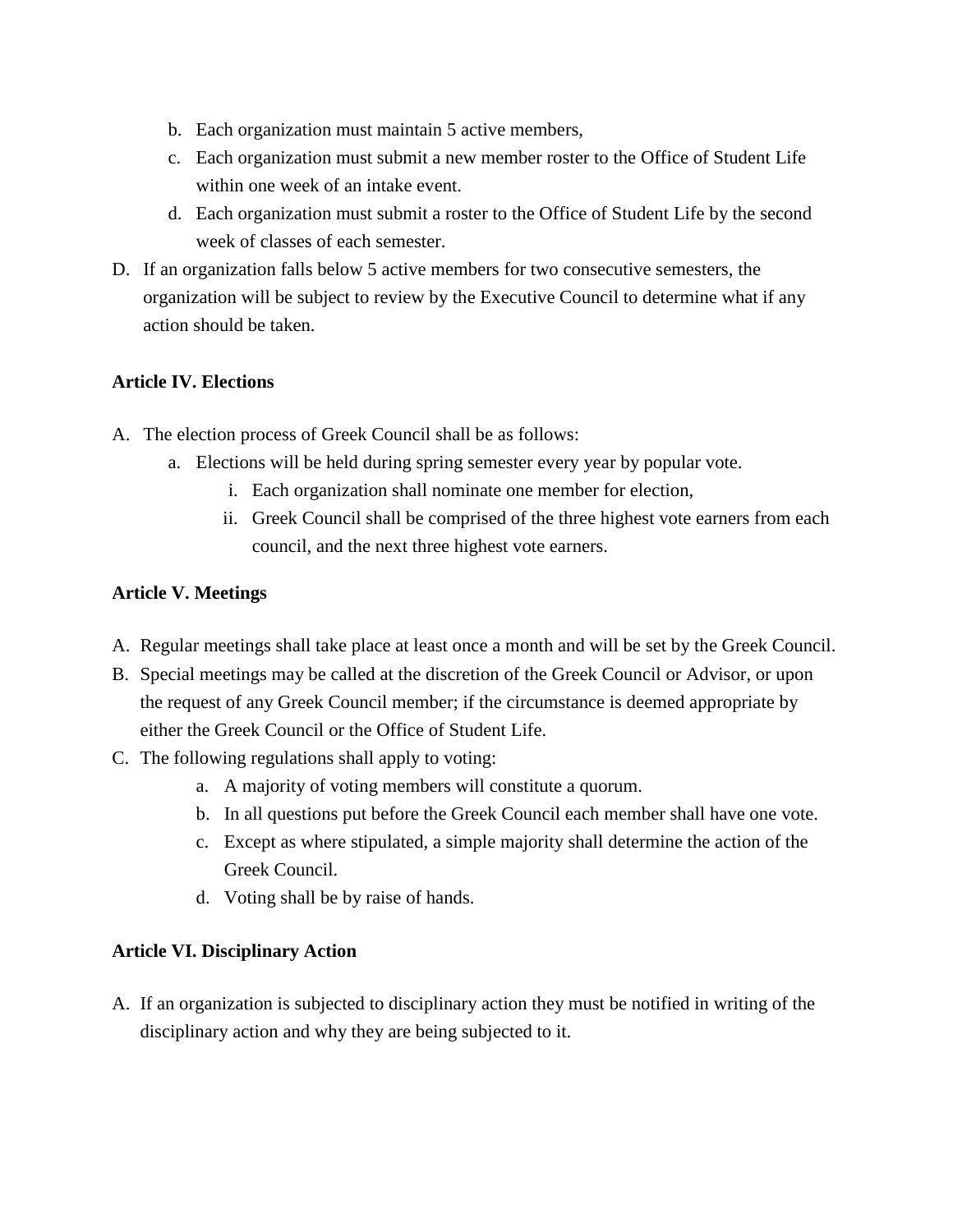b. Each organization must maintain 5 active members,
c. Each organization must submit a new member roster to the Office of Student Life within one week of an intake event.
d. Each organization must submit a roster to the Office of Student Life by the second week of classes of each semester.

D. If an organization falls below 5 active members for two consecutive semesters, the organization will be subject to review by the Executive Council to determine what if any action should be taken.

**Article IV. Elections**

A. The election process of Greek Council shall be as follows:
   a. Elections will be held during spring semester every year by popular vote.
      i. Each organization shall nominate one member for election,
      ii. Greek Council shall be comprised of the three highest vote earners from each council, and the next three highest vote earners.

**Article V. Meetings**

A. Regular meetings shall take place at least once a month and will be set by the Greek Council.
B. Special meetings may be called at the discretion of the Greek Council or Advisor, or upon the request of any Greek Council member; if the circumstance is deemed appropriate by either the Greek Council or the Office of Student Life.
C. The following regulations shall apply to voting:
   a. A majority of voting members will constitute a quorum.
   b. In all questions put before the Greek Council each member shall have one vote.
   c. Except as where stipulated, a simple majority shall determine the action of the Greek Council.
   d. Voting shall be by raise of hands.

**Article VI. Disciplinary Action**

A. If an organization is subjected to disciplinary action they must be notified in writing of the disciplinary action and why they are being subjected to it.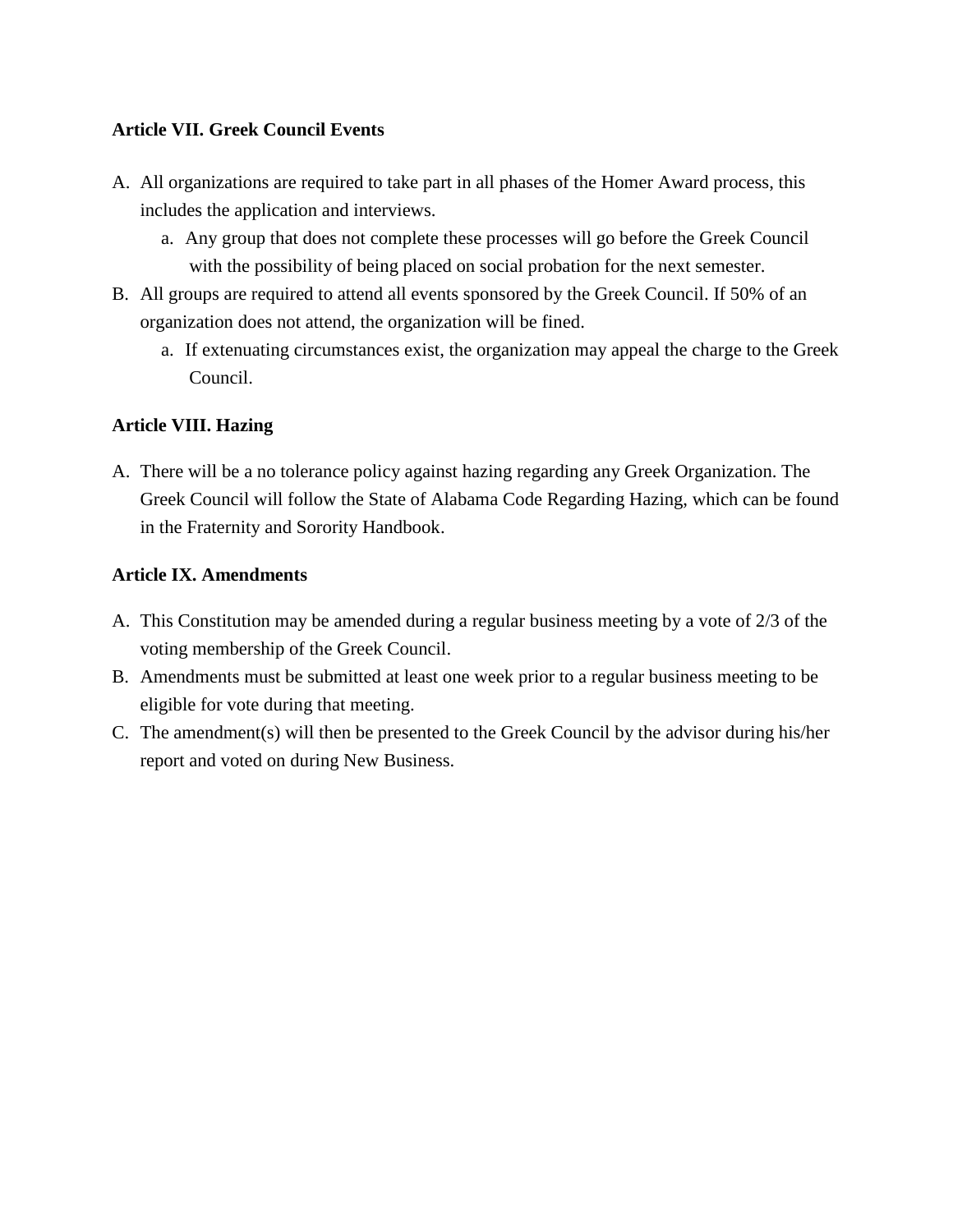**Article VII. Greek Council Events**

A. All organizations are required to take part in all phases of the Homer Award process, this includes the application and interviews.
    a. Any group that does not complete these processes will go before the Greek Council with the possibility of being placed on social probation for the next semester.
B. All groups are required to attend all events sponsored by the Greek Council. If 50% of an organization does not attend, the organization will be fined.
    a. If extenuating circumstances exist, the organization may appeal the charge to the Greek Council.

**Article VIII. Hazing**

A. There will be a no tolerance policy against hazing regarding any Greek Organization. The Greek Council will follow the State of Alabama Code Regarding Hazing, which can be found in the Fraternity and Sorority Handbook.

**Article IX. Amendments**

A. This Constitution may be amended during a regular business meeting by a vote of 2/3 of the voting membership of the Greek Council.
B. Amendments must be submitted at least one week prior to a regular business meeting to be eligible for vote during that meeting.
C. The amendment(s) will then be presented to the Greek Council by the advisor during his/her report and voted on during New Business.